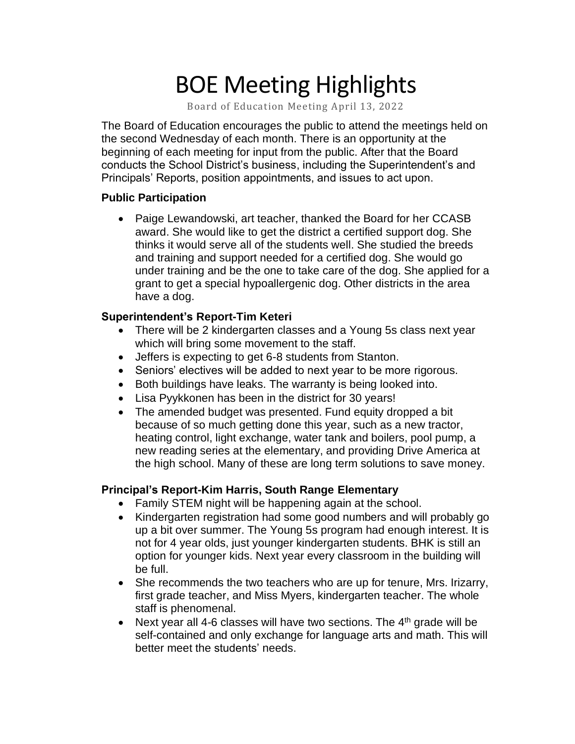# BOE Meeting Highlights

Board of Education Meeting April 13, 2022

The Board of Education encourages the public to attend the meetings held on the second Wednesday of each month. There is an opportunity at the beginning of each meeting for input from the public. After that the Board conducts the School District's business, including the Superintendent's and Principals' Reports, position appointments, and issues to act upon.

### Public Participation

- Paige Lewandowski, art teacher, thanked the Board for her CCASB award. She would like to get the district a certified support dog. She thinks it would serve all of the students well. She studied the breeds and training and support needed for a certified dog. She would go under training and be the one to take care of the dog. She applied for a grant to get a special hypoallergenic dog. Other districts in the area have a dog.

### Superintendent's Report-Tim Keteri

- There will be 2 kindergarten classes and a Young 5s class next year which will bring some movement to the staff.
- Jeffers is expecting to get 6-8 students from Stanton.
- Seniors' electives will be added to next year to be more rigorous.
- Both buildings have leaks. The warranty is being looked into.
- Lisa Pyykkonen has been in the district for 30 years!
- The amended budget was presented. Fund equity dropped a bit because of so much getting done this year, such as a new tractor, heating control, light exchange, water tank and boilers, pool pump, a new reading series at the elementary, and providing Drive America at the high school. Many of these are long term solutions to save money.

### Principal's Report-Kim Harris, South Range Elementary

- Family STEM night will be happening again at the school.
- Kindergarten registration had some good numbers and will probably go up a bit over summer. The Young 5s program had enough interest. It is not for 4 year olds, just younger kindergarten students. BHK is still an option for younger kids. Next year every classroom in the building will be full.
- She recommends the two teachers who are up for tenure, Mrs. Irizarry, first grade teacher, and Miss Myers, kindergarten teacher. The whole staff is phenomenal.
- Next year all 4-6 classes will have two sections. The 4th grade will be self-contained and only exchange for language arts and math. This will better meet the students' needs.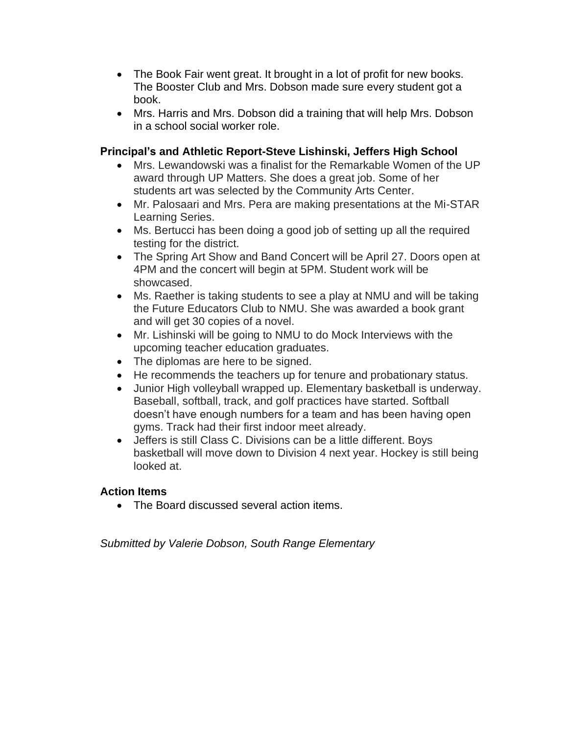- The Book Fair went great. It brought in a lot of profit for new books. The Booster Club and Mrs. Dobson made sure every student got a book.
- Mrs. Harris and Mrs. Dobson did a training that will help Mrs. Dobson in a school social worker role.

**Principal's and Athletic Report-Steve Lishinski, Jeffers High School**

- Mrs. Lewandowski was a finalist for the Remarkable Women of the UP award through UP Matters. She does a great job. Some of her students art was selected by the Community Arts Center.
- Mr. Palosaari and Mrs. Pera are making presentations at the Mi-STAR Learning Series.
- Ms. Bertucci has been doing a good job of setting up all the required testing for the district.
- The Spring Art Show and Band Concert will be April 27. Doors open at 4PM and the concert will begin at 5PM. Student work will be showcased.
- Ms. Raether is taking students to see a play at NMU and will be taking the Future Educators Club to NMU. She was awarded a book grant and will get 30 copies of a novel.
- Mr. Lishinski will be going to NMU to do Mock Interviews with the upcoming teacher education graduates.
- The diplomas are here to be signed.
- He recommends the teachers up for tenure and probationary status.
- Junior High volleyball wrapped up. Elementary basketball is underway. Baseball, softball, track, and golf practices have started. Softball doesn't have enough numbers for a team and has been having open gyms. Track had their first indoor meet already.
- Jeffers is still Class C. Divisions can be a little different. Boys basketball will move down to Division 4 next year. Hockey is still being looked at.

**Action Items**

- The Board discussed several action items.

*Submitted by Valerie Dobson, South Range Elementary*